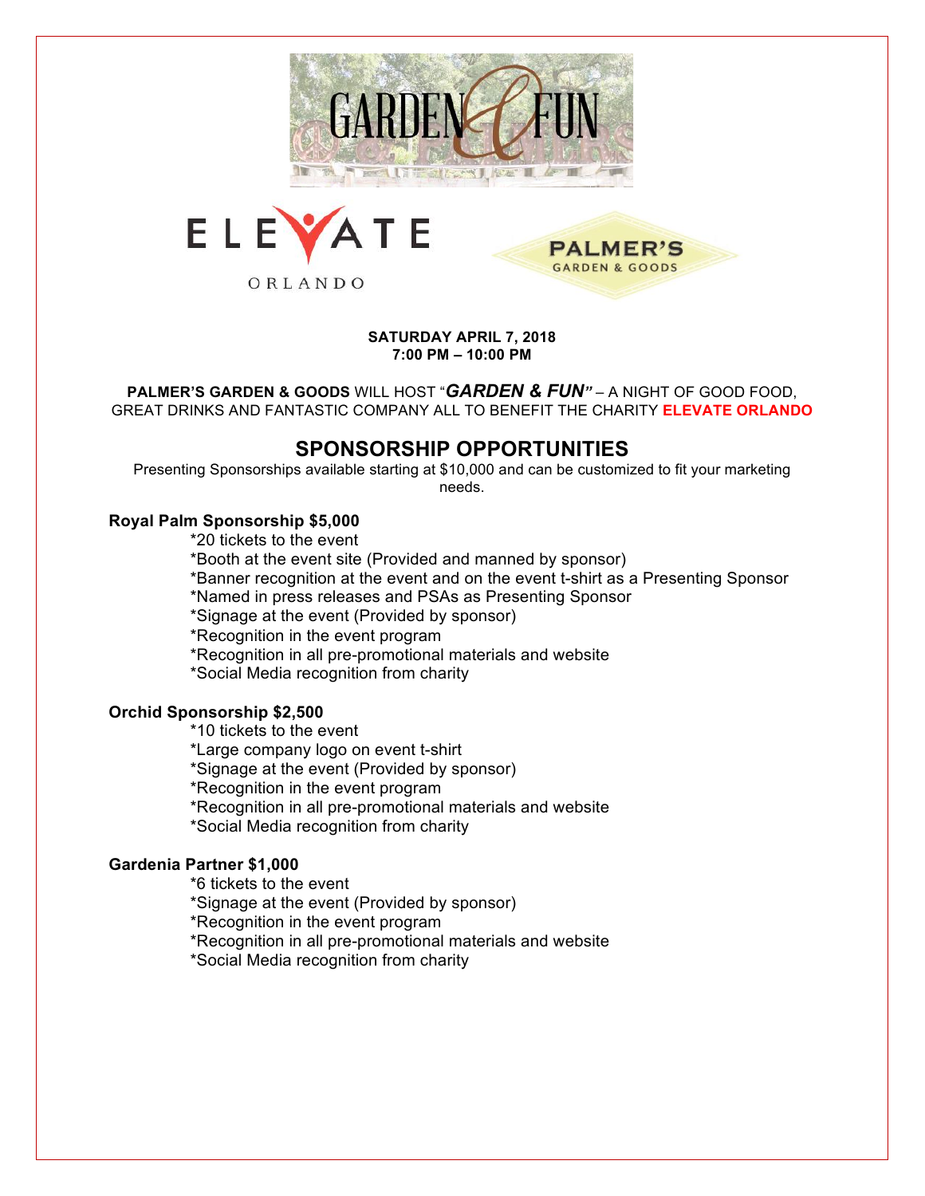GARDEN & FUN

ELEVATE ORLANDO

PALMER'S GARDEN & GOODS

**SATURDAY APRIL 7, 2018**
**7:00 PM – 10:00 PM**

**PALMER'S GARDEN & GOODS** WILL HOST "***GARDEN & FUN***" – A NIGHT OF GOOD FOOD, GREAT DRINKS AND FANTASTIC COMPANY ALL TO BENEFIT THE CHARITY **ELEVATE ORLANDO**

## SPONSORSHIP OPPORTUNITIES

Presenting Sponsorships available starting at $10,000 and can be customized to fit your marketing needs.

**Royal Palm Sponsorship $5,000**

*20 tickets to the event
*Booth at the event site (Provided and manned by sponsor)
*Banner recognition at the event and on the event t-shirt as a Presenting Sponsor
*Named in press releases and PSAs as Presenting Sponsor
*Signage at the event (Provided by sponsor)
*Recognition in the event program
*Recognition in all pre-promotional materials and website
*Social Media recognition from charity

**Orchid Sponsorship $2,500**

*10 tickets to the event
*Large company logo on event t-shirt
*Signage at the event (Provided by sponsor)
*Recognition in the event program
*Recognition in all pre-promotional materials and website
*Social Media recognition from charity

**Gardenia Partner $1,000**

*6 tickets to the event
*Signage at the event (Provided by sponsor)
*Recognition in the event program
*Recognition in all pre-promotional materials and website
*Social Media recognition from charity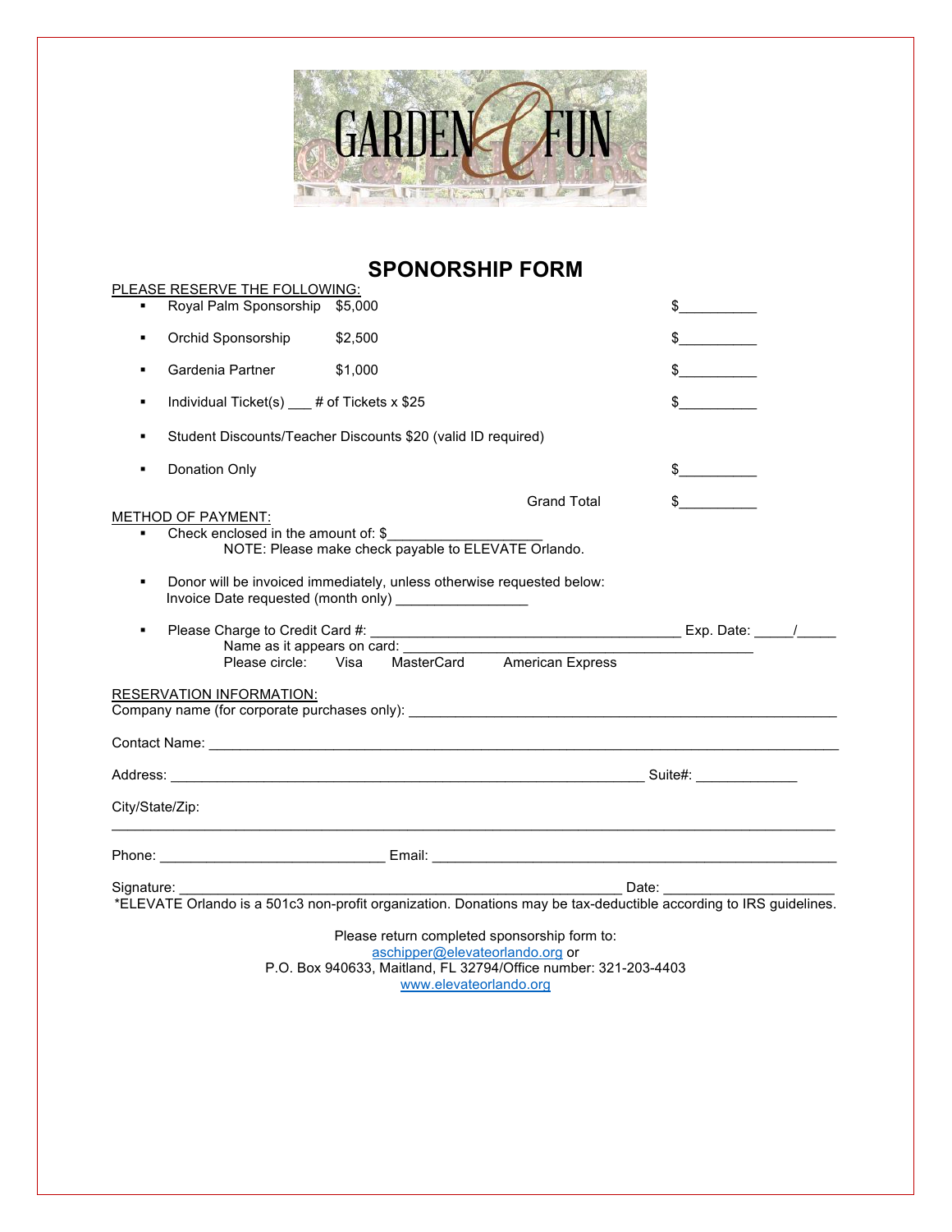GARDEN & FUN

# SPONSORSHIP FORM

PLEASE RESERVE THE FOLLOWING:

- Royal Palm Sponsorship $5,000 $__________
- Orchid Sponsorship $2,500 $__________
- Gardenia Partner $1,000 $__________
- Individual Ticket(s) ___ # of Tickets x $25 $__________
- Student Discounts/Teacher Discounts $20 (valid ID required)
- Donation Only $__________

Grand Total $__________

METHOD OF PAYMENT:

- Check enclosed in the amount of: $____________________
  NOTE: Please make check payable to ELEVATE Orlando.
- Donor will be invoiced immediately, unless otherwise requested below:
  Invoice Date requested (month only) _________________
- Please Charge to Credit Card #: ________________________________________ Exp. Date: _____/_____
  Name as it appears on card: ______________________________________________
  Please circle: Visa MasterCard American Express

RESERVATION INFORMATION:

Company name (for corporate purchases only): ________________________________________________________

Contact Name: ________________________________________________________________________________

Address: ____________________________________________________________ Suite#: _____________

City/State/Zip:
________________________________________________________________________________________

Phone: _____________________________ Email: ____________________________________________________

Signature: __________________________________________________________ Date: ______________________

*ELEVATE Orlando is a 501c3 non-profit organization. Donations may be tax-deductible according to IRS guidelines.

Please return completed sponsorship form to:
aschipper@elevateorlando.org or
P.O. Box 940633, Maitland, FL 32794/Office number: 321-203-4403
www.elevateorlando.org